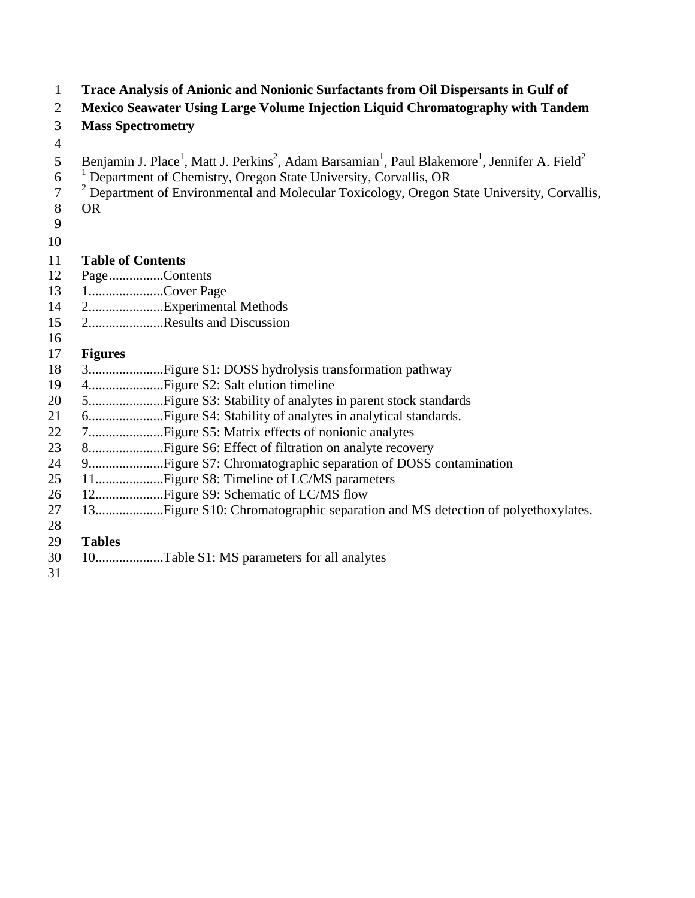# Trace Analysis of Anionic and Nonionic Surfactants from Oil Dispersants in Gulf of Mexico Seawater Using Large Volume Injection Liquid Chromatography with Tandem Mass Spectrometry

Benjamin J. Place[1], Matt J. Perkins[2], Adam Barsamian[1], Paul Blakemore[1], Jennifer A. Field[2]

[1] Department of Chemistry, Oregon State University, Corvallis, OR

[2] Department of Environmental and Molecular Toxicology, Oregon State University, Corvallis, OR

## Table of Contents

Page................Contents

1......................Cover Page

2......................Experimental Methods

2......................Results and Discussion

## Figures

3......................Figure S1: DOSS hydrolysis transformation pathway

4......................Figure S2: Salt elution timeline

5......................Figure S3: Stability of analytes in parent stock standards

6......................Figure S4: Stability of analytes in analytical standards.

7......................Figure S5: Matrix effects of nonionic analytes

8......................Figure S6: Effect of filtration on analyte recovery

9......................Figure S7: Chromatographic separation of DOSS contamination

11....................Figure S8: Timeline of LC/MS parameters

12....................Figure S9: Schematic of LC/MS flow

13....................Figure S10: Chromatographic separation and MS detection of polyethoxylates.

## Tables

10....................Table S1: MS parameters for all analytes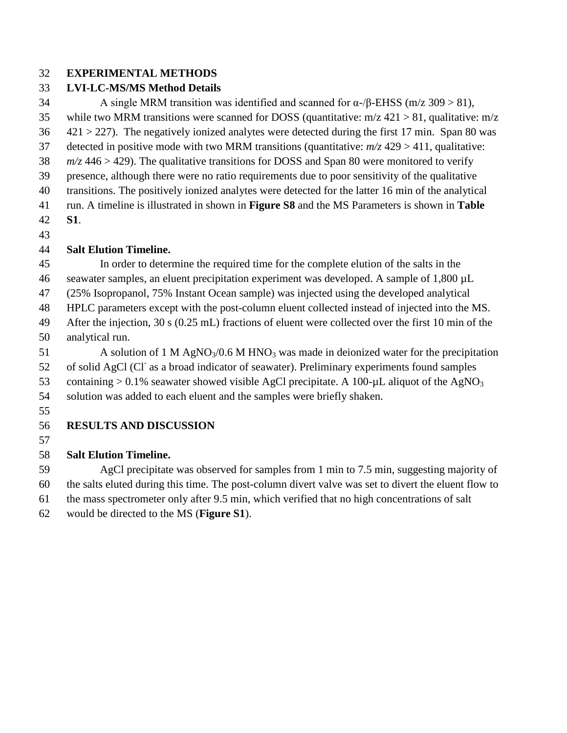## EXPERIMENTAL METHODS

### LVI-LC-MS/MS Method Details

A single MRM transition was identified and scanned for α-/β-EHSS (m/z 309 > 81), while two MRM transitions were scanned for DOSS (quantitative: m/z 421 > 81, qualitative: m/z 421 > 227). The negatively ionized analytes were detected during the first 17 min. Span 80 was detected in positive mode with two MRM transitions (quantitative: *m/z* 429 > 411, qualitative: *m/z* 446 > 429). The qualitative transitions for DOSS and Span 80 were monitored to verify presence, although there were no ratio requirements due to poor sensitivity of the qualitative transitions. The positively ionized analytes were detected for the latter 16 min of the analytical run. A timeline is illustrated in shown in **Figure S8** and the MS Parameters is shown in **Table S1**.

### Salt Elution Timeline.

In order to determine the required time for the complete elution of the salts in the seawater samples, an eluent precipitation experiment was developed. A sample of 1,800 µL (25% Isopropanol, 75% Instant Ocean sample) was injected using the developed analytical HPLC parameters except with the post-column eluent collected instead of injected into the MS. After the injection, 30 s (0.25 mL) fractions of eluent were collected over the first 10 min of the analytical run.

A solution of 1 M $AgNO_3$/0.6 M $HNO_3$ was made in deionized water for the precipitation of solid AgCl ($Cl^-$ as a broad indicator of seawater). Preliminary experiments found samples containing > 0.1% seawater showed visible AgCl precipitate. A 100-µL aliquot of the $AgNO_3$ solution was added to each eluent and the samples were briefly shaken.

## RESULTS AND DISCUSSION

### Salt Elution Timeline.

AgCl precipitate was observed for samples from 1 min to 7.5 min, suggesting majority of the salts eluted during this time. The post-column divert valve was set to divert the eluent flow to the mass spectrometer only after 9.5 min, which verified that no high concentrations of salt would be directed to the MS (**Figure S1**).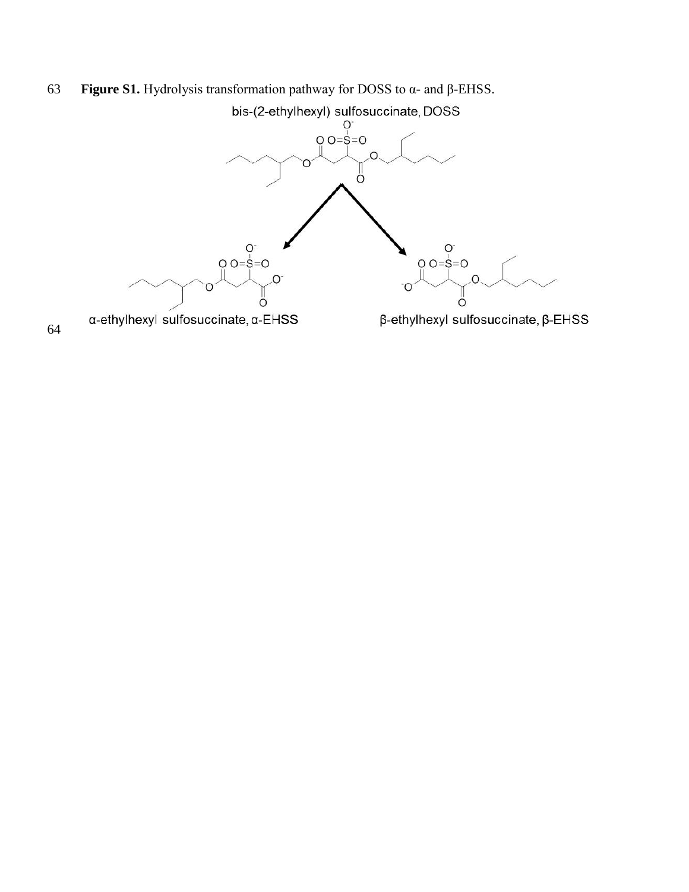**Figure S1.** Hydrolysis transformation pathway for DOSS to α- and β-EHSS.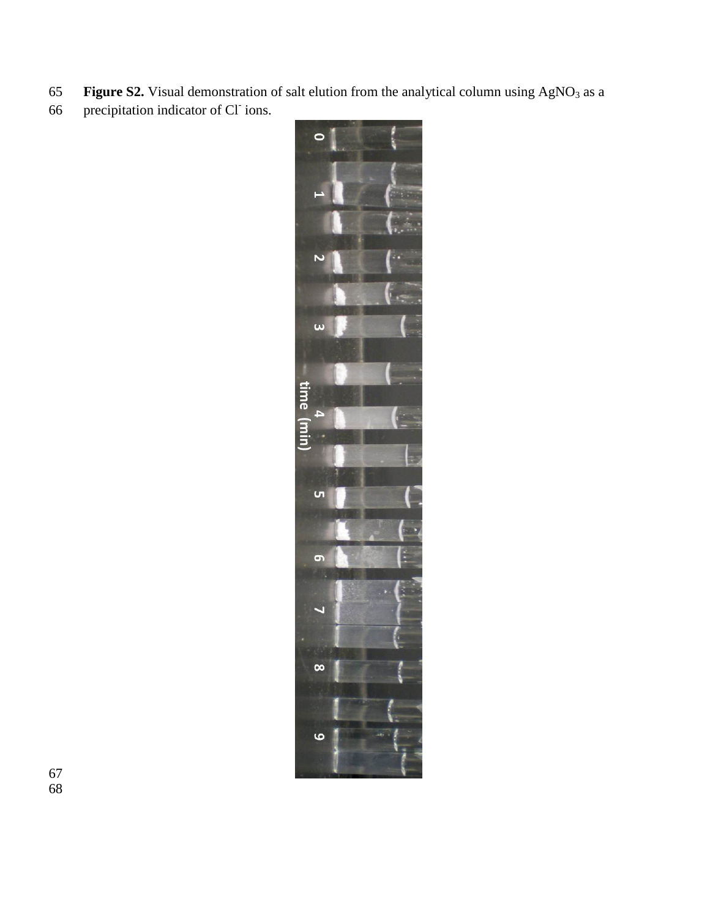**Figure S2.** Visual demonstration of salt elution from the analytical column using $AgNO_3$ as a precipitation indicator of $Cl^-$ ions.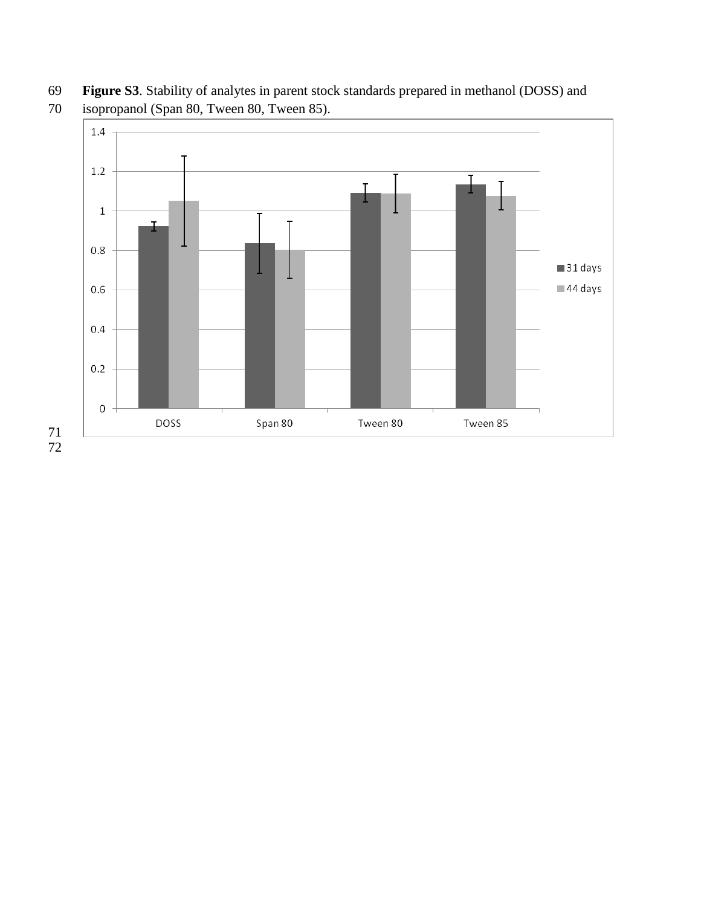**Figure S3**. Stability of analytes in parent stock standards prepared in methanol (DOSS) and isopropanol (Span 80, Tween 80, Tween 85).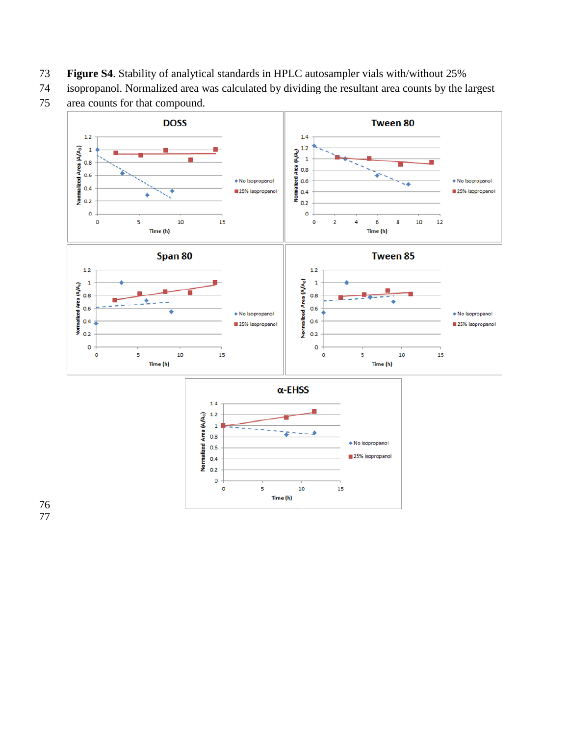**Figure S4**. Stability of analytical standards in HPLC autosampler vials with/without 25% isopropanol. Normalized area was calculated by dividing the resultant area counts by the largest area counts for that compound.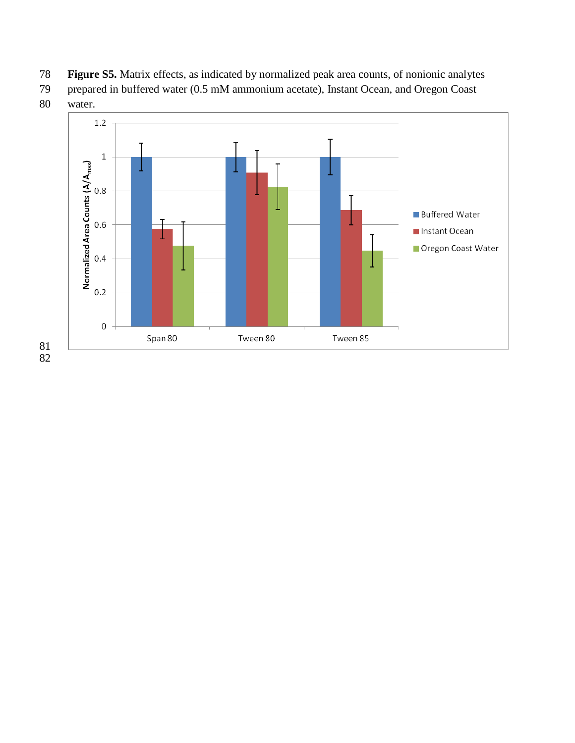**Figure S5.** Matrix effects, as indicated by normalized peak area counts, of nonionic analytes prepared in buffered water (0.5 mM ammonium acetate), Instant Ocean, and Oregon Coast water.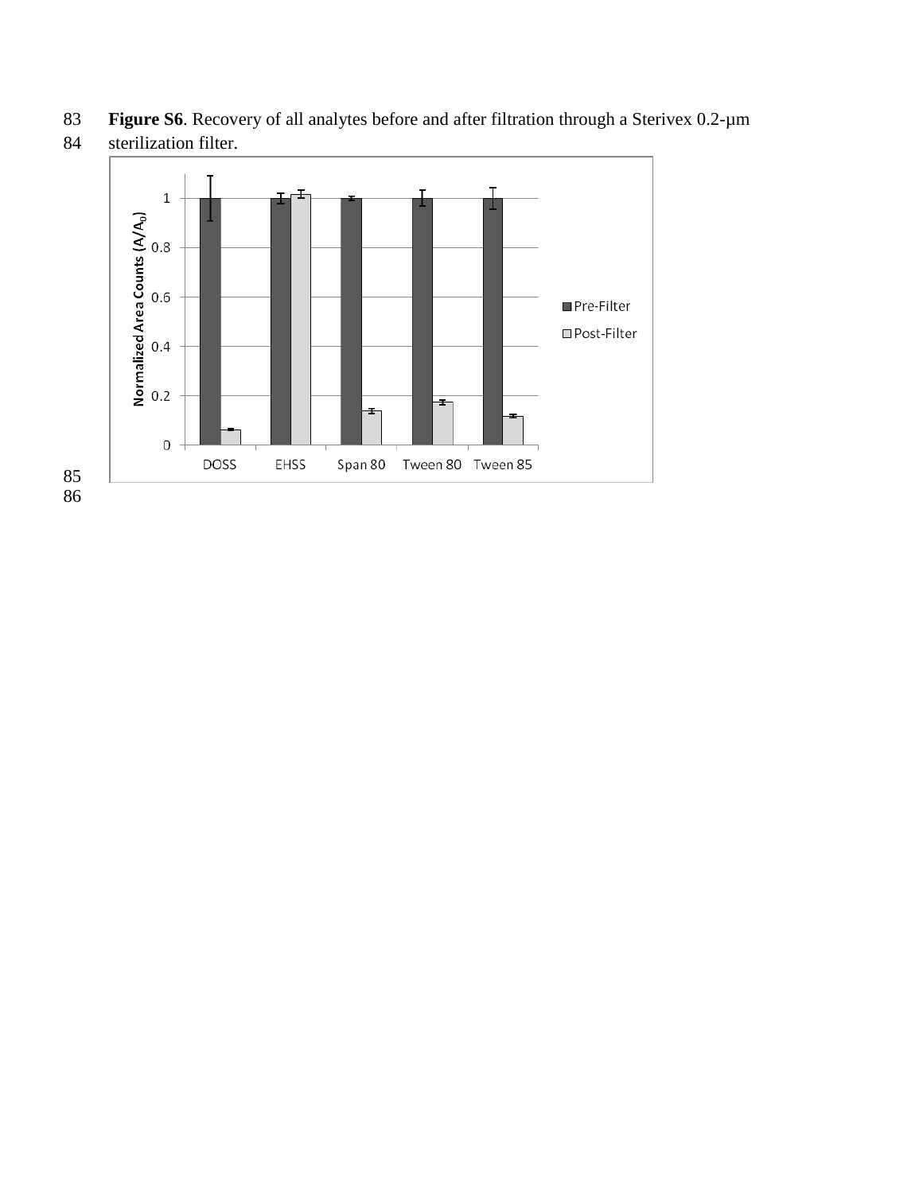**Figure S6**. Recovery of all analytes before and after filtration through a Sterivex 0.2-μm sterilization filter.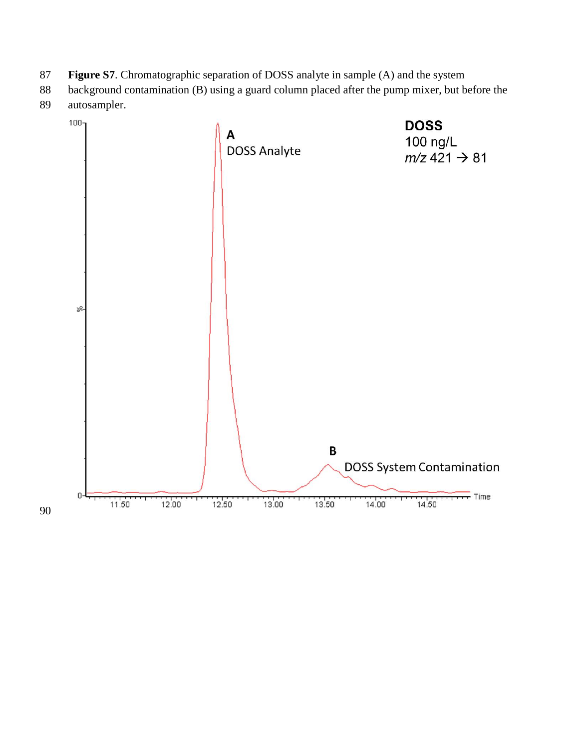**Figure S7**. Chromatographic separation of DOSS analyte in sample (A) and the system background contamination (B) using a guard column placed after the pump mixer, but before the autosampler.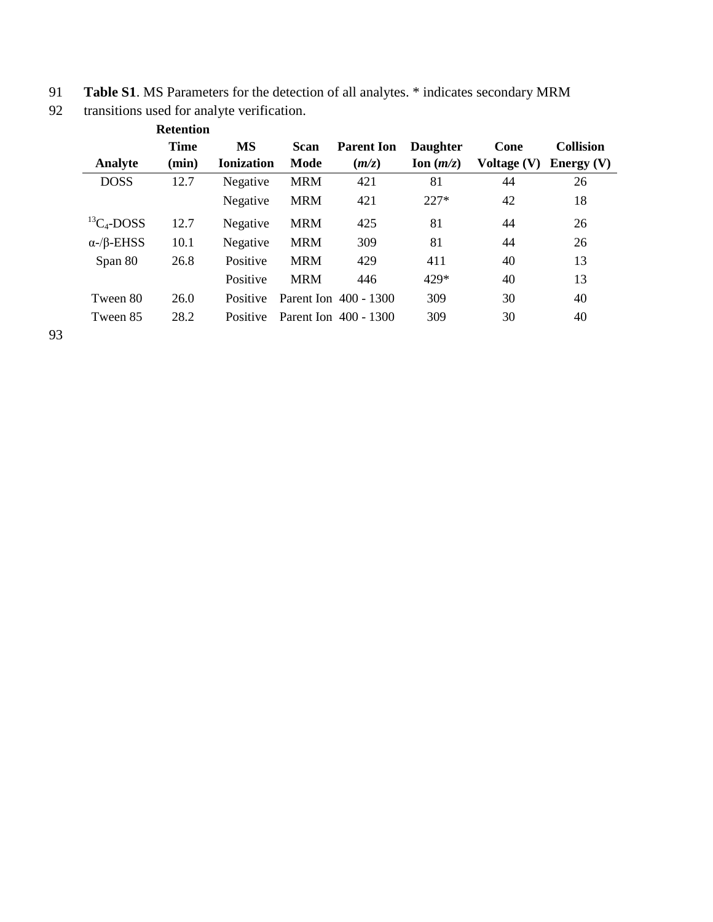**Table S1**. MS Parameters for the detection of all analytes. * indicates secondary MRM transitions used for analyte verification.

| Analyte | Retention Time (min) | MS Ionization | Scan Mode | Parent Ion (*m/z*) | Daughter Ion (*m/z*) | Cone Voltage (V) | Collision Energy (V) |
|---|---|---|---|---|---|---|---|
| DOSS | 12.7 | Negative | MRM | 421 | 81 | 44 | 26 |
| | | Negative | MRM | 421 | 227* | 42 | 18 |
| $^{13}C_4$-DOSS | 12.7 | Negative | MRM | 425 | 81 | 44 | 26 |
| α-/β-EHSS | 10.1 | Negative | MRM | 309 | 81 | 44 | 26 |
| Span 80 | 26.8 | Positive | MRM | 429 | 411 | 40 | 13 |
| | | Positive | MRM | 446 | 429* | 40 | 13 |
| Tween 80 | 26.0 | Positive | Parent Ion | 400 - 1300 | 309 | 30 | 40 |
| Tween 85 | 28.2 | Positive | Parent Ion | 400 - 1300 | 309 | 30 | 40 |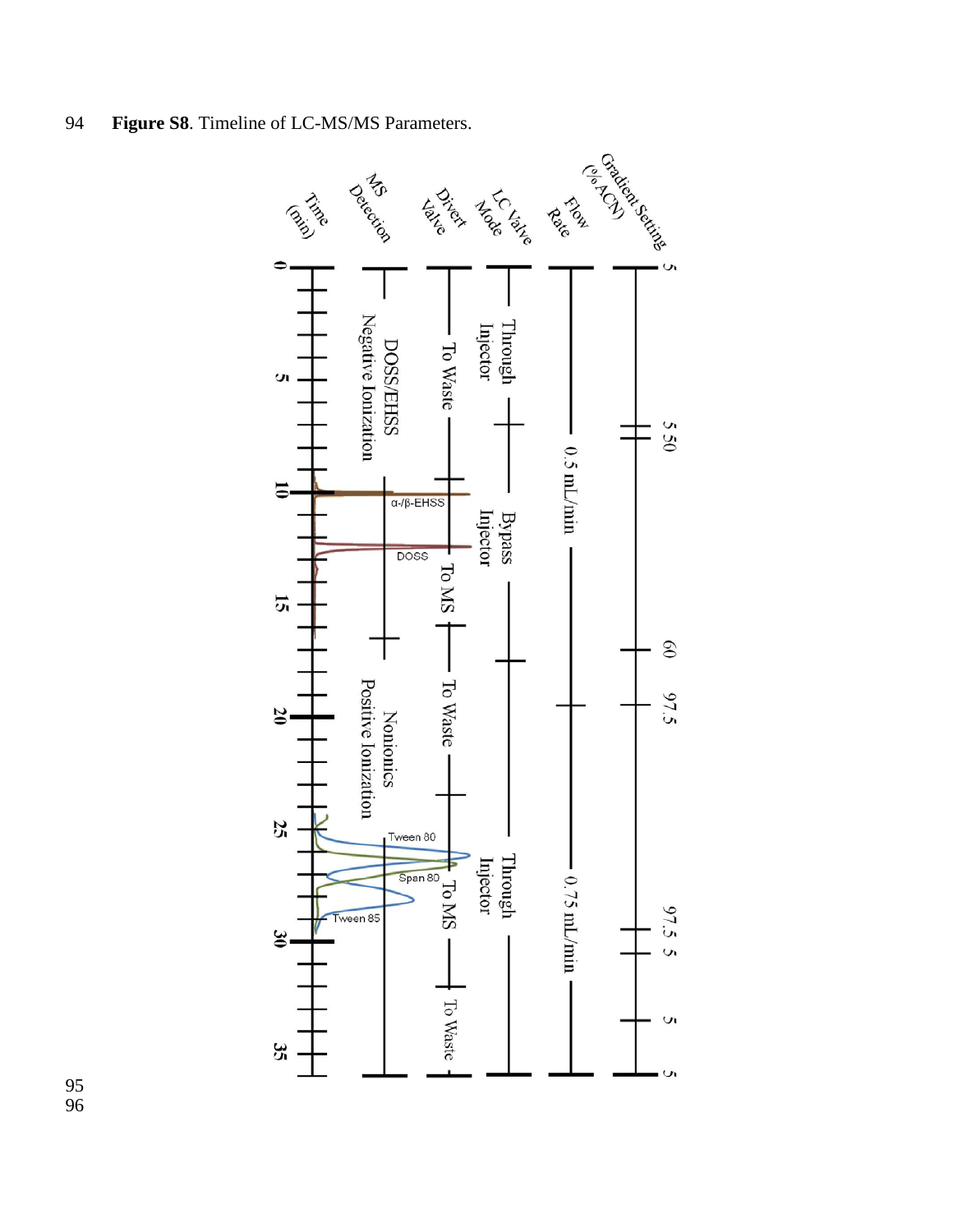**Figure S8**. Timeline of LC-MS/MS Parameters.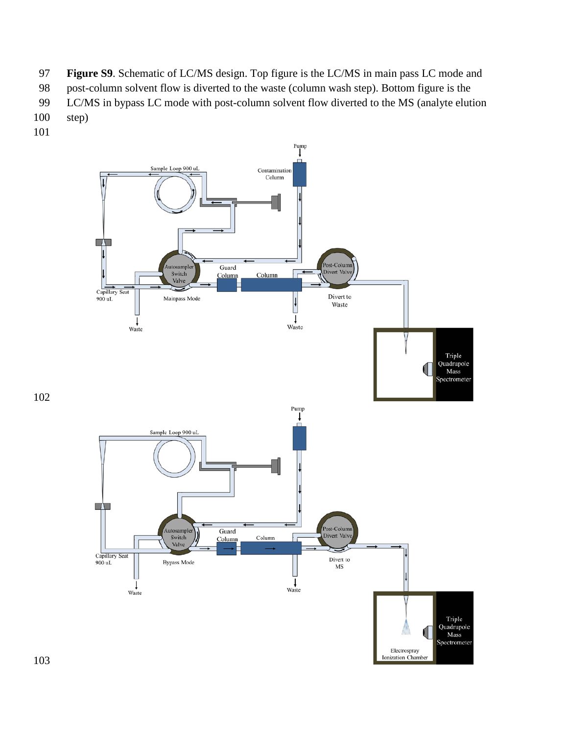**Figure S9**. Schematic of LC/MS design. Top figure is the LC/MS in main pass LC mode and post-column solvent flow is diverted to the waste (column wash step). Bottom figure is the LC/MS in bypass LC mode with post-column solvent flow diverted to the MS (analyte elution step)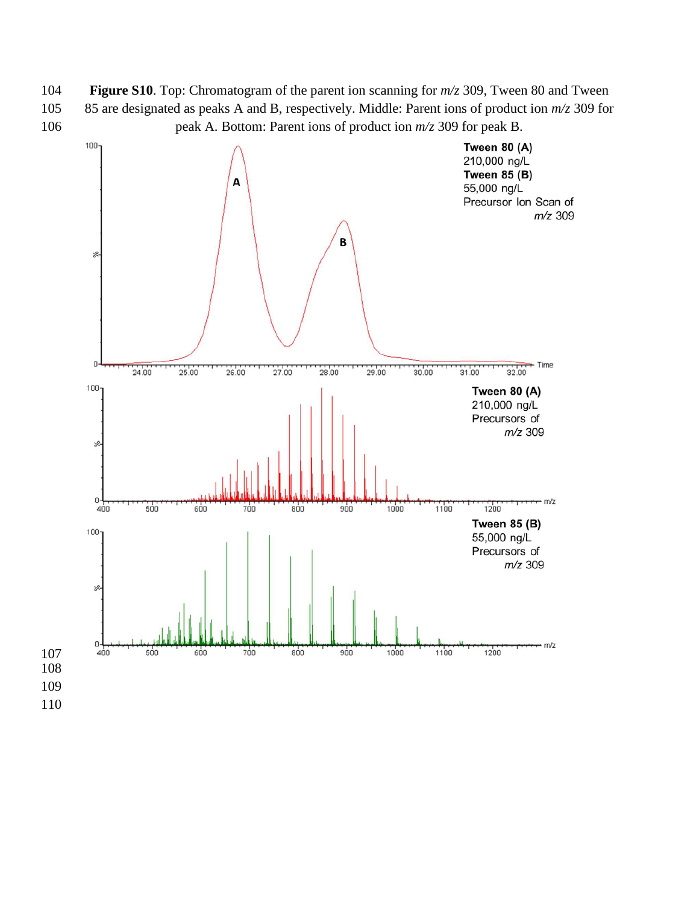**Figure S10**. Top: Chromatogram of the parent ion scanning for *m/z* 309, Tween 80 and Tween 85 are designated as peaks A and B, respectively. Middle: Parent ions of product ion *m/z* 309 for peak A. Bottom: Parent ions of product ion *m/z* 309 for peak B.

Tween 80 (A)
210,000 ng/L
Tween 85 (B)
55,000 ng/L
Precursor Ion Scan of
*m/z* 309

A
B

Time
24.00 25.00 26.00 27.00 28.00 29.00 30.00 31.00 32.00

Tween 80 (A)
210,000 ng/L
Precursors of
*m/z* 309

Tween 85 (B)
55,000 ng/L
Precursors of
*m/z* 309

m/z
400 500 600 700 800 900 1000 1100 1200